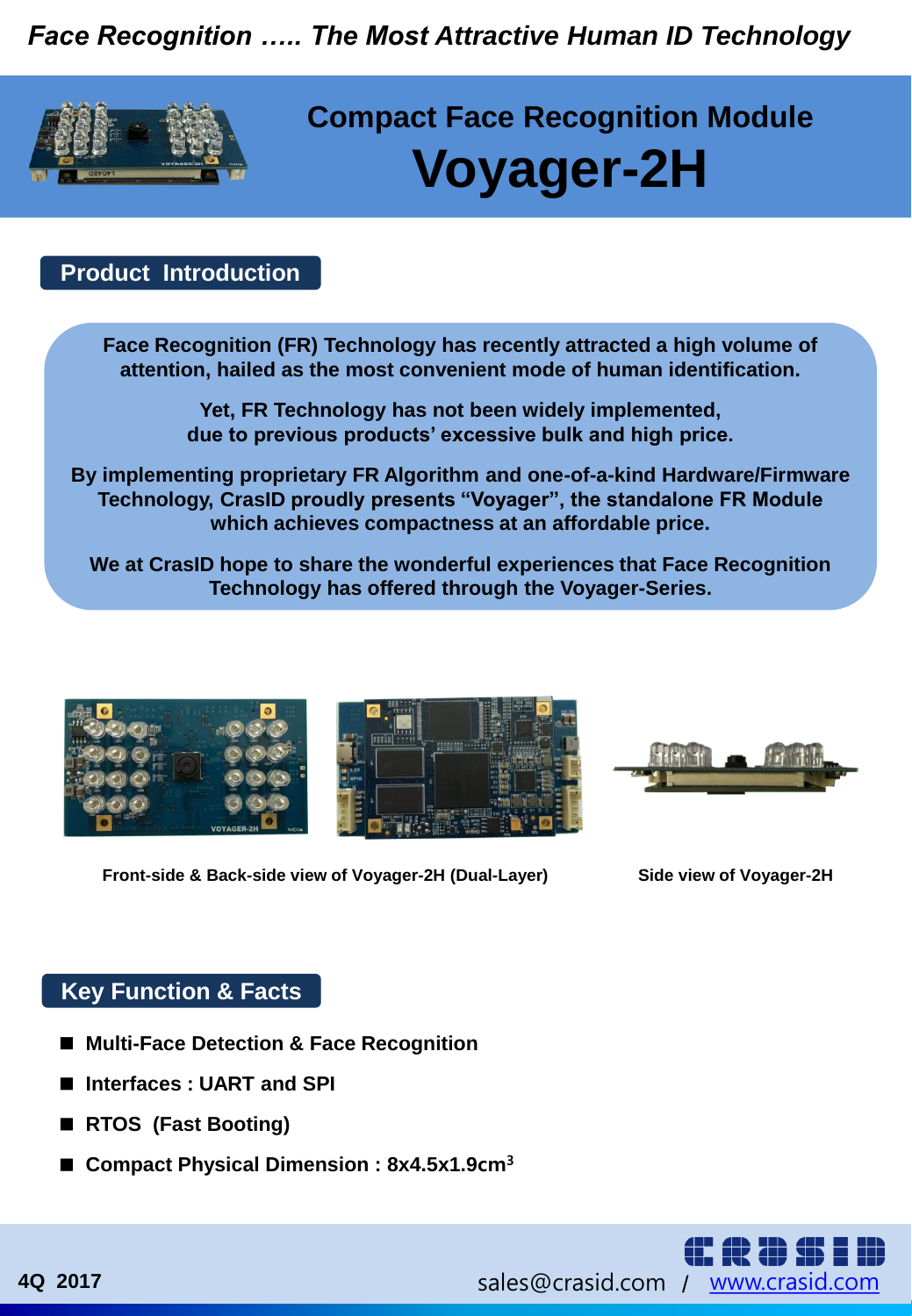*Face Recognition ….. The Most Attractive Human ID Technology*

# Compact Face Recognition Module
# Voyager-2H

## Product Introduction

**Face Recognition (FR) Technology has recently attracted a high volume of attention, hailed as the most convenient mode of human identification.**

**Yet, FR Technology has not been widely implemented, due to previous products' excessive bulk and high price.**

**By implementing proprietary FR Algorithm and one-of-a-kind Hardware/Firmware Technology, CrasID proudly presents "Voyager", the standalone FR Module which achieves compactness at an affordable price.**

**We at CrasID hope to share the wonderful experiences that Face Recognition Technology has offered through the Voyager-Series.**

**Front-side & Back-side view of Voyager-2H (Dual-Layer)**

**Side view of Voyager-2H**

## Key Function & Facts

- **Multi-Face Detection & Face Recognition**
- **Interfaces : UART and SPI**
- **RTOS (Fast Booting)**
- **Compact Physical Dimension : 8x4.5x1.9cm$^3$**

4Q 2017

sales@crasid.com / www.crasid.com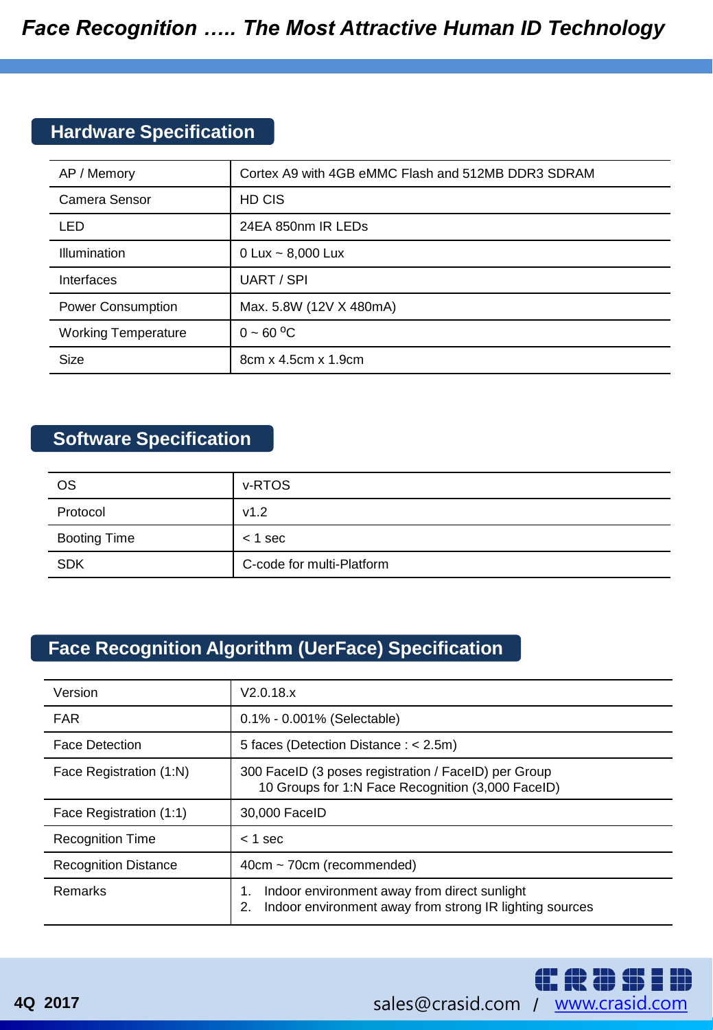# Face Recognition ….. The Most Attractive Human ID Technology

## Hardware Specification

| | |
|---|---|
| AP / Memory | Cortex A9 with 4GB eMMC Flash and 512MB DDR3 SDRAM |
| Camera Sensor | HD CIS |
| LED | 24EA 850nm IR LEDs |
| Illumination | 0 Lux ~ 8,000 Lux |
| Interfaces | UART / SPI |
| Power Consumption | Max. 5.8W (12V X 480mA) |
| Working Temperature | 0 ~ 60 $^{o}$C |
| Size | 8cm x 4.5cm x 1.9cm |

## Software Specification

| | |
|---|---|
| OS | v-RTOS |
| Protocol | v1.2 |
| Booting Time | < 1 sec |
| SDK | C-code for multi-Platform |

## Face Recognition Algorithm (UerFace) Specification

| | |
|---|---|
| Version | V2.0.18.x |
| FAR | 0.1% - 0.001% (Selectable) |
| Face Detection | 5 faces (Detection Distance : < 2.5m) |
| Face Registration (1:N) | 300 FaceID (3 poses registration / FaceID) per Group<br>10 Groups for 1:N Face Recognition (3,000 FaceID) |
| Face Registration (1:1) | 30,000 FaceID |
| Recognition Time | < 1 sec |
| Recognition Distance | 40cm ~ 70cm (recommended) |
| Remarks | 1. Indoor environment away from direct sunlight<br>2. Indoor environment away from strong IR lighting sources |

4Q 2017

sales@crasid.com / www.crasid.com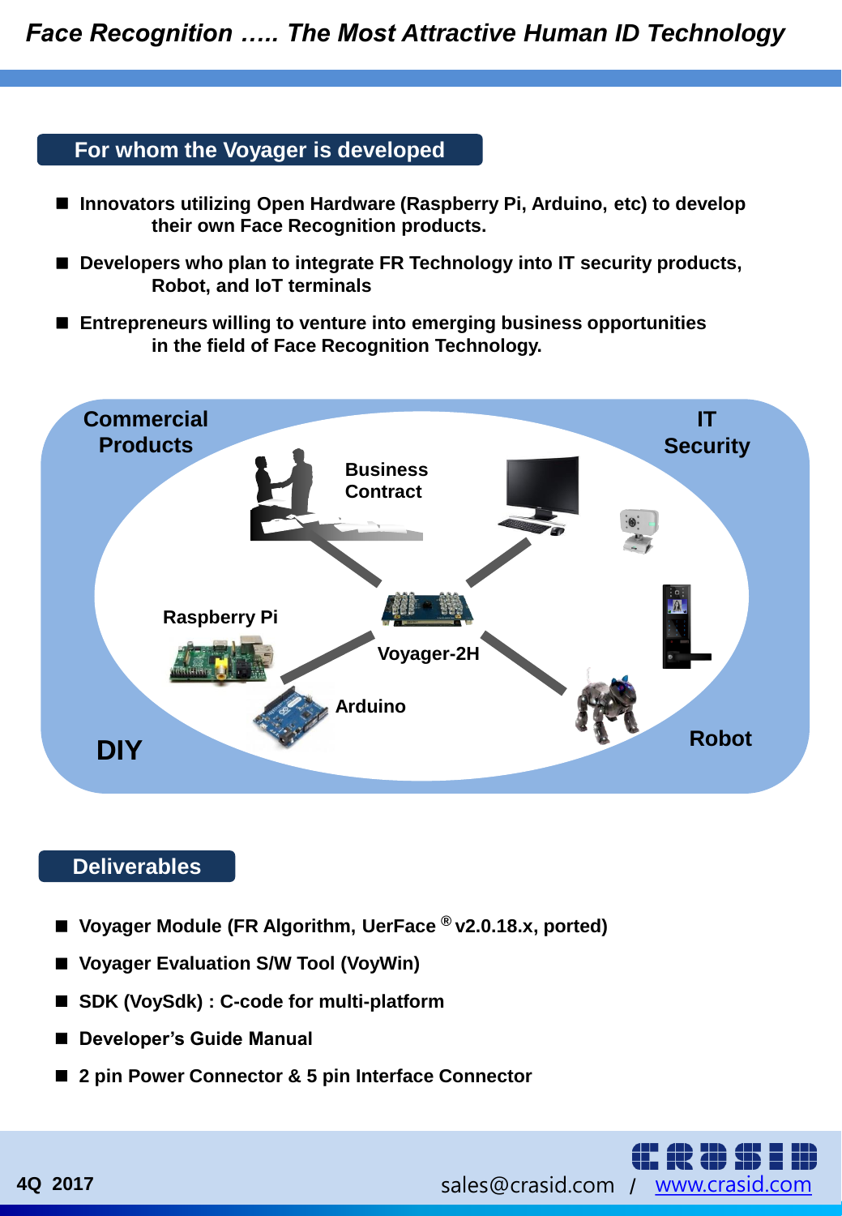*Face Recognition ….. The Most Attractive Human ID Technology*

## For whom the Voyager is developed

- **Innovators utilizing Open Hardware (Raspberry Pi, Arduino, etc) to develop their own Face Recognition products.**
- **Developers who plan to integrate FR Technology into IT security products, Robot, and IoT terminals**
- **Entrepreneurs willing to venture into emerging business opportunities in the field of Face Recognition Technology.**

Commercial Products

Business Contract

IT Security

Raspberry Pi

Voyager-2H

Arduino

DIY

Robot

## Deliverables

- **Voyager Module (FR Algorithm, UerFace ® v2.0.18.x, ported)**
- **Voyager Evaluation S/W Tool (VoyWin)**
- **SDK (VoySdk) : C-code for multi-platform**
- **Developer's Guide Manual**
- **2 pin Power Connector & 5 pin Interface Connector**

**4Q 2017**

sales@crasid.com / www.crasid.com